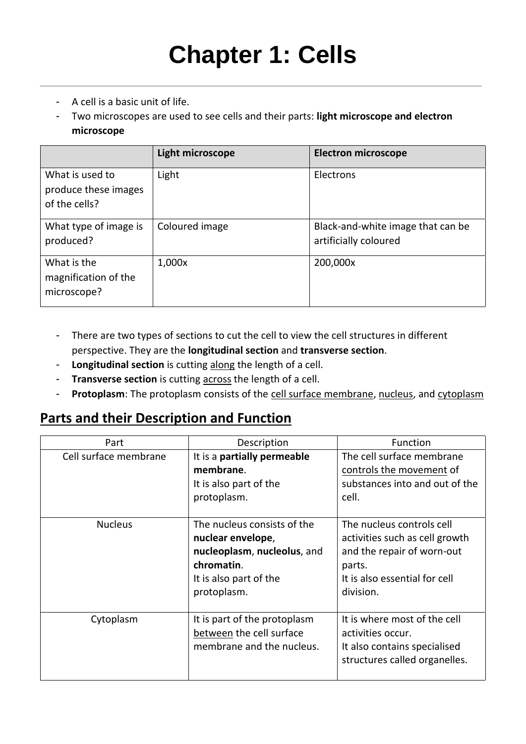# Chapter 1: Cells

- A cell is a basic unit of life.
- Two microscopes are used to see cells and their parts: **light microscope and electron microscope**

| | **Light microscope** | **Electron microscope** |
|---|---|---|
| What is used to produce these images of the cells? | Light | Electrons |
| What type of image is produced? | Coloured image | Black-and-white image that can be artificially coloured |
| What is the magnification of the microscope? | 1,000x | 200,000x |

- There are two types of sections to cut the cell to view the cell structures in different perspective. They are the **longitudinal section** and **transverse section**.
- **Longitudinal section** is cutting along the length of a cell.
- **Transverse section** is cutting across the length of a cell.
- **Protoplasm**: The protoplasm consists of the cell surface membrane, nucleus, and cytoplasm

## Parts and their Description and Function

| Part | Description | Function |
|---|---|---|
| Cell surface membrane | It is a **partially permeable membrane**.<br>It is also part of the protoplasm. | The cell surface membrane controls the movement of substances into and out of the cell. |
| Nucleus | The nucleus consists of the **nuclear envelope**, **nucleoplasm**, **nucleolus**, and **chromatin**.<br>It is also part of the protoplasm. | The nucleus controls cell activities such as cell growth and the repair of worn-out parts.<br>It is also essential for cell division. |
| Cytoplasm | It is part of the protoplasm between the cell surface membrane and the nucleus. | It is where most of the cell activities occur.<br>It also contains specialised structures called organelles. |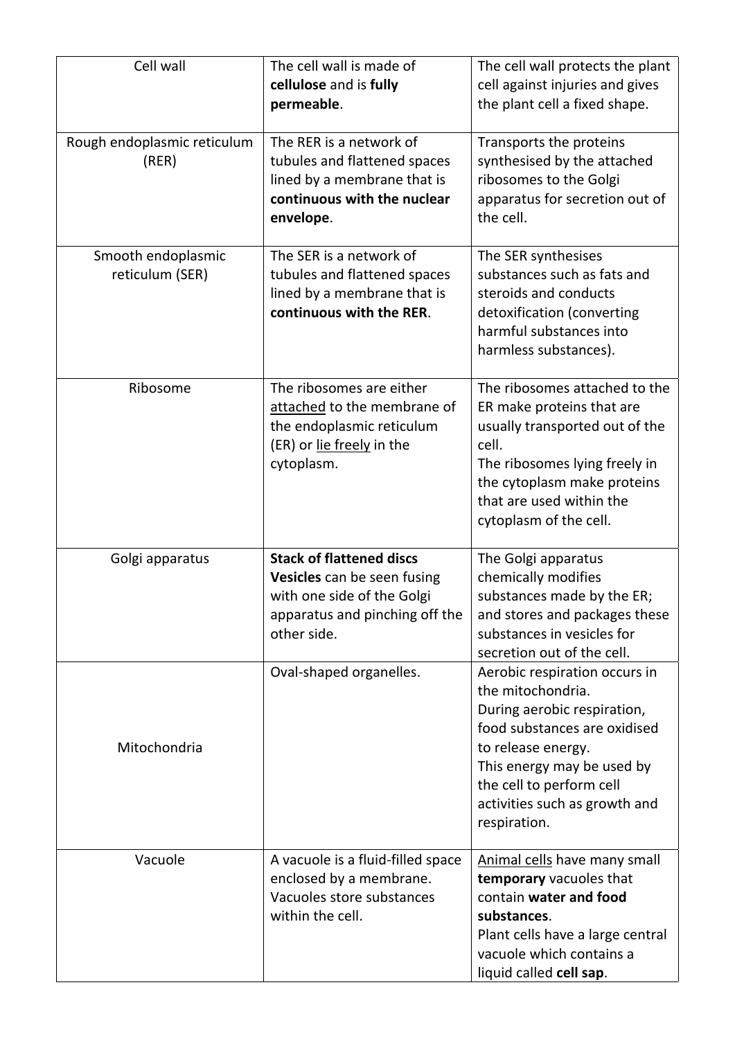| Cell wall | The cell wall is made of **cellulose** and is **fully permeable**. | The cell wall protects the plant cell against injuries and gives the plant cell a fixed shape. |
|---|---|---|
| Rough endoplasmic reticulum (RER) | The RER is a network of tubules and flattened spaces lined by a membrane that is **continuous with the nuclear envelope**. | Transports the proteins synthesised by the attached ribosomes to the Golgi apparatus for secretion out of the cell. |
| Smooth endoplasmic reticulum (SER) | The SER is a network of tubules and flattened spaces lined by a membrane that is **continuous with the RER**. | The SER synthesises substances such as fats and steroids and conducts detoxification (converting harmful substances into harmless substances). |
| Ribosome | The ribosomes are either <u>attached</u> to the membrane of the endoplasmic reticulum (ER) or <u>lie freely</u> in the cytoplasm. | The ribosomes attached to the ER make proteins that are usually transported out of the cell.<br>The ribosomes lying freely in the cytoplasm make proteins that are used within the cytoplasm of the cell. |
| Golgi apparatus | **Stack of flattened discs**<br>**Vesicles** can be seen fusing with one side of the Golgi apparatus and pinching off the other side. | The Golgi apparatus chemically modifies substances made by the ER; and stores and packages these substances in vesicles for secretion out of the cell. |
| Mitochondria | Oval-shaped organelles. | Aerobic respiration occurs in the mitochondria.<br>During aerobic respiration, food substances are oxidised to release energy.<br>This energy may be used by the cell to perform cell activities such as growth and respiration. |
| Vacuole | A vacuole is a fluid-filled space enclosed by a membrane.<br>Vacuoles store substances within the cell. | <u>Animal cells</u> have many small **temporary** vacuoles that contain **water and food substances**.<br>Plant cells have a large central vacuole which contains a liquid called **cell sap**. |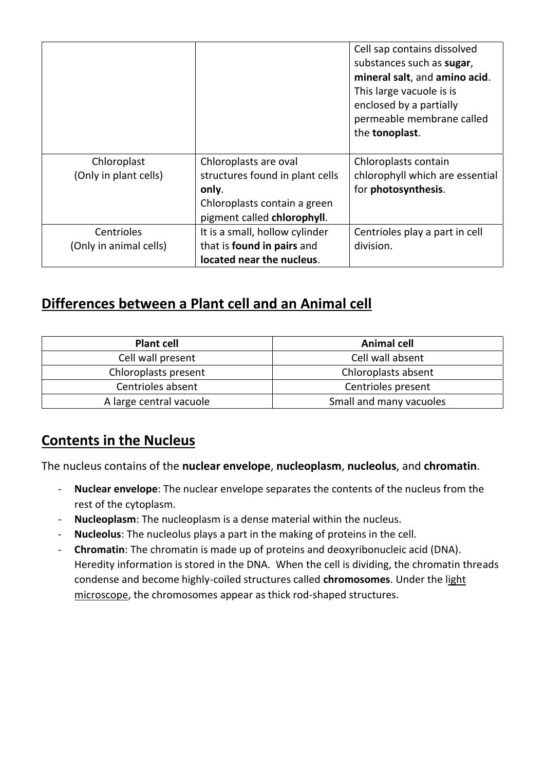| | | |
|---|---|---|
| | | Cell sap contains dissolved substances such as **sugar**, **mineral salt**, and **amino acid**. This large vacuole is is enclosed by a partially permeable membrane called the **tonoplast**. |
| Chloroplast (Only in plant cells) | Chloroplasts are oval structures found in plant cells **only**. Chloroplasts contain a green pigment called **chlorophyll**. | Chloroplasts contain chlorophyll which are essential for **photosynthesis**. |
| Centrioles (Only in animal cells) | It is a small, hollow cylinder that is **found in pairs** and **located near the nucleus**. | Centrioles play a part in cell division. |

## Differences between a Plant cell and an Animal cell

| Plant cell | Animal cell |
|---|---|
| Cell wall present | Cell wall absent |
| Chloroplasts present | Chloroplasts absent |
| Centrioles absent | Centrioles present |
| A large central vacuole | Small and many vacuoles |

## Contents in the Nucleus

The nucleus contains of the **nuclear envelope**, **nucleoplasm**, **nucleolus**, and **chromatin**.

- **Nuclear envelope**: The nuclear envelope separates the contents of the nucleus from the rest of the cytoplasm.
- **Nucleoplasm**: The nucleoplasm is a dense material within the nucleus.
- **Nucleolus**: The nucleolus plays a part in the making of proteins in the cell.
- **Chromatin**: The chromatin is made up of proteins and deoxyribonucleic acid (DNA). Heredity information is stored in the DNA. When the cell is dividing, the chromatin threads condense and become highly-coiled structures called **chromosomes**. Under the light microscope, the chromosomes appear as thick rod-shaped structures.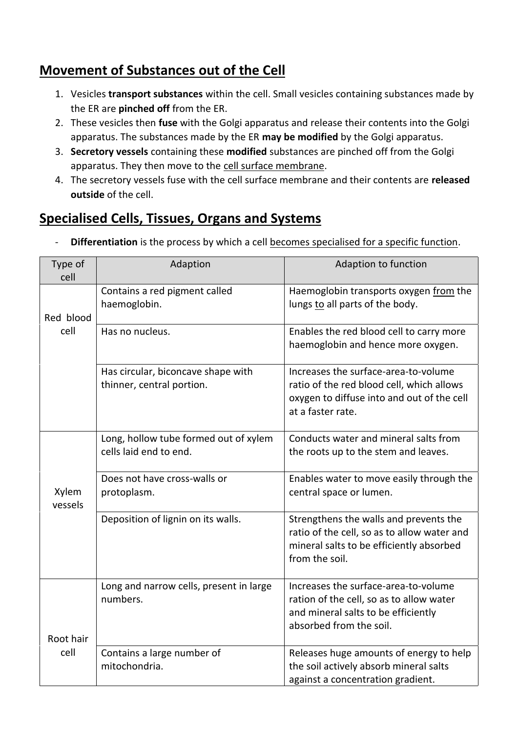## Movement of Substances out of the Cell

1. Vesicles **transport substances** within the cell. Small vesicles containing substances made by the ER are **pinched off** from the ER.
2. These vesicles then **fuse** with the Golgi apparatus and release their contents into the Golgi apparatus. The substances made by the ER **may be modified** by the Golgi apparatus.
3. **Secretory vessels** containing these **modified** substances are pinched off from the Golgi apparatus. They then move to the <u>cell surface membrane</u>.
4. The secretory vessels fuse with the cell surface membrane and their contents are **released outside** of the cell.

## Specialised Cells, Tissues, Organs and Systems

- **Differentiation** is the process by which a cell <u>becomes specialised for a specific function</u>.

| Type of cell | Adaption | Adaption to function |
|---|---|---|
| Red blood cell | Contains a red pigment called haemoglobin. | Haemoglobin transports oxygen <u>from</u> the lungs <u>to</u> all parts of the body. |
| | Has no nucleus. | Enables the red blood cell to carry more haemoglobin and hence more oxygen. |
| | Has circular, biconcave shape with thinner, central portion. | Increases the surface-area-to-volume ratio of the red blood cell, which allows oxygen to diffuse into and out of the cell at a faster rate. |
| Xylem vessels | Long, hollow tube formed out of xylem cells laid end to end. | Conducts water and mineral salts from the roots up to the stem and leaves. |
| | Does not have cross-walls or protoplasm. | Enables water to move easily through the central space or lumen. |
| | Deposition of lignin on its walls. | Strengthens the walls and prevents the ratio of the cell, so as to allow water and mineral salts to be efficiently absorbed from the soil. |
| Root hair cell | Long and narrow cells, present in large numbers. | Increases the surface-area-to-volume ration of the cell, so as to allow water and mineral salts to be efficiently absorbed from the soil. |
| | Contains a large number of mitochondria. | Releases huge amounts of energy to help the soil actively absorb mineral salts against a concentration gradient. |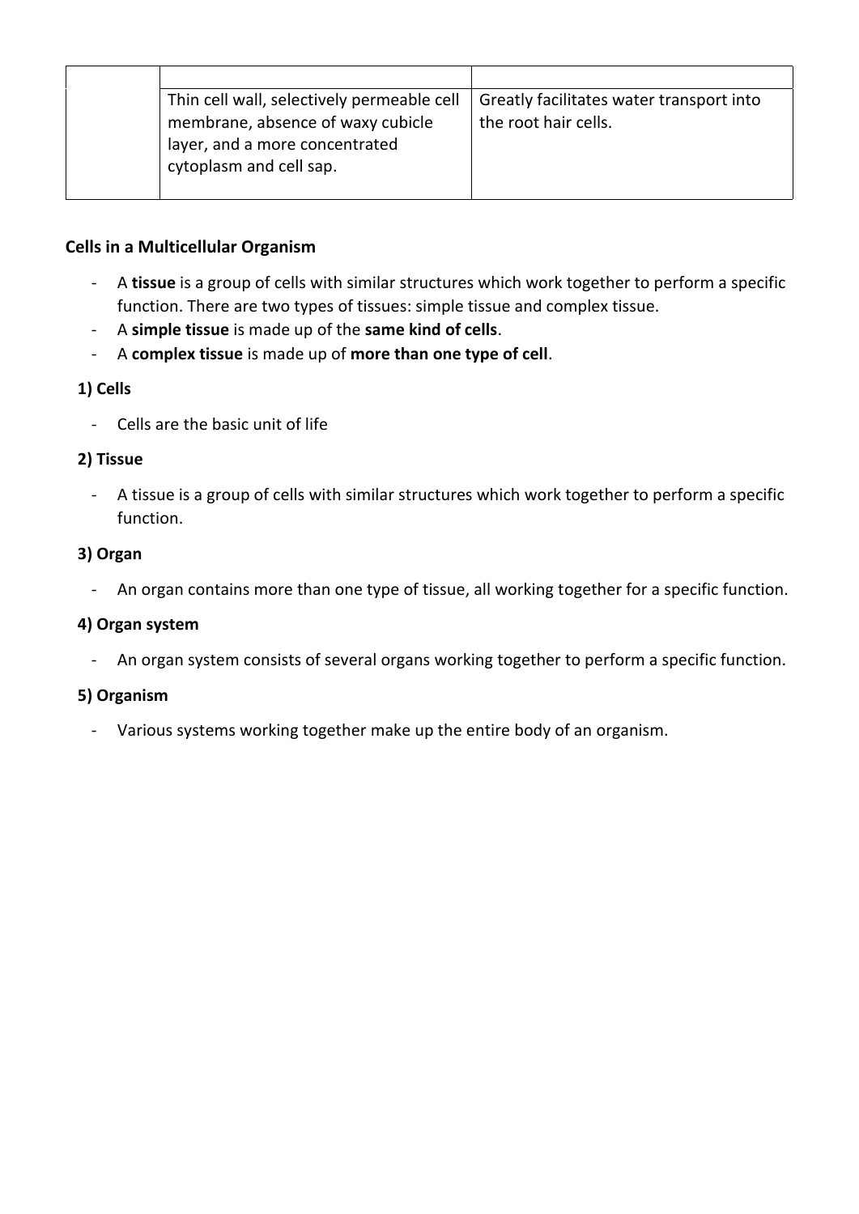| | | |
|---|---|---|
| | | |
| | Thin cell wall, selectively permeable cell membrane, absence of waxy cubicle layer, and a more concentrated cytoplasm and cell sap. | Greatly facilitates water transport into the root hair cells. |

**Cells in a Multicellular Organism**

- A **tissue** is a group of cells with similar structures which work together to perform a specific function. There are two types of tissues: simple tissue and complex tissue.
- A **simple tissue** is made up of the **same kind of cells**.
- A **complex tissue** is made up of **more than one type of cell**.

**1) Cells**

- Cells are the basic unit of life

**2) Tissue**

- A tissue is a group of cells with similar structures which work together to perform a specific function.

**3) Organ**

- An organ contains more than one type of tissue, all working together for a specific function.

**4) Organ system**

- An organ system consists of several organs working together to perform a specific function.

**5) Organism**

- Various systems working together make up the entire body of an organism.